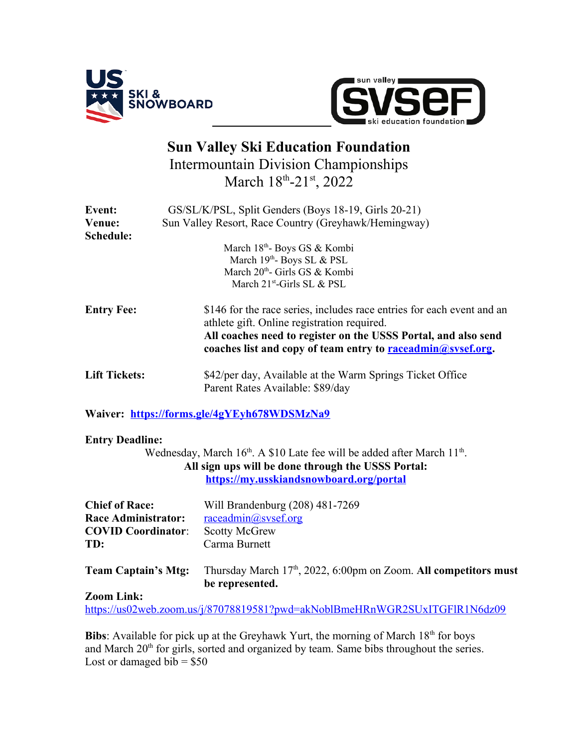# Sun Valley Ski Education Foundation

## Intermountain Division Championships

## March 18th-21st, 2022

**Event:** GS/SL/K/PSL, Split Genders (Boys 18-19, Girls 20-21)

**Venue:** Sun Valley Resort, Race Country (Greyhawk/Hemingway)

**Schedule:**

March 18th- Boys GS & Kombi
March 19th- Boys SL & PSL
March 20th- Girls GS & Kombi
March 21st-Girls SL & PSL

**Entry Fee:** $146 for the race series, includes race entries for each event and an athlete gift. Online registration required.
**All coaches need to register on the USSS Portal, and also send coaches list and copy of team entry to raceadmin@svsef.org.**

**Lift Tickets:** $42/per day, Available at the Warm Springs Ticket Office
Parent Rates Available: $89/day

**Waiver: https://forms.gle/4gYEyh678WDSMzNa9**

**Entry Deadline:**

Wednesday, March 16th. A $10 Late fee will be added after March 11th.
**All sign ups will be done through the USSS Portal:**
**https://my.usskiandsnowboard.org/portal**

**Chief of Race:** Will Brandenburg (208) 481-7269
**Race Administrator:** raceadmin@svsef.org
**COVID Coordinator:** Scotty McGrew
**TD:** Carma Burnett

**Team Captain's Mtg:** Thursday March 17th, 2022, 6:00pm on Zoom. **All competitors must be represented.**

**Zoom Link:**
https://us02web.zoom.us/j/87078819581?pwd=akNoblBmeHRnWGR2SUxITGFlR1N6dz09

**Bibs**: Available for pick up at the Greyhawk Yurt, the morning of March 18th for boys and March 20th for girls, sorted and organized by team. Same bibs throughout the series. Lost or damaged bib = $50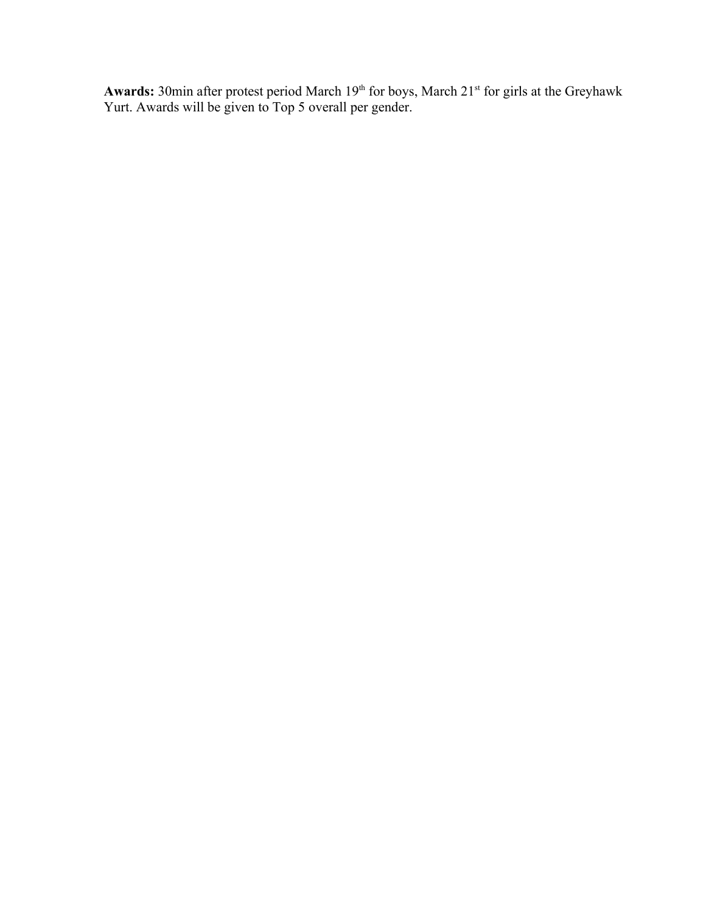**Awards:** 30min after protest period March 19th for boys, March 21st for girls at the Greyhawk Yurt. Awards will be given to Top 5 overall per gender.